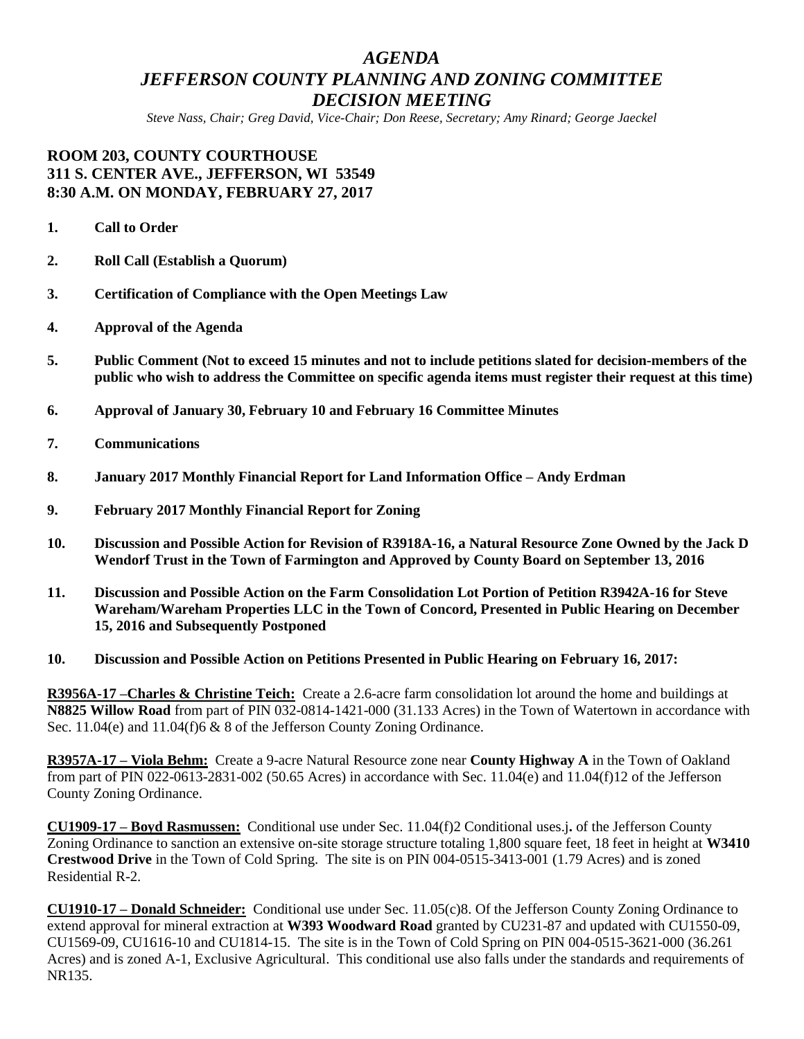# *AGENDA*
# *JEFFERSON COUNTY PLANNING AND ZONING COMMITTEE*
# *DECISION MEETING*

*Steve Nass, Chair; Greg David, Vice-Chair; Don Reese, Secretary; Amy Rinard; George Jaeckel*

**ROOM 203, COUNTY COURTHOUSE**
**311 S. CENTER AVE., JEFFERSON, WI 53549**
**8:30 A.M. ON MONDAY, FEBRUARY 27, 2017**

1. **Call to Order**
2. **Roll Call (Establish a Quorum)**
3. **Certification of Compliance with the Open Meetings Law**
4. **Approval of the Agenda**
5. **Public Comment (Not to exceed 15 minutes and not to include petitions slated for decision-members of the public who wish to address the Committee on specific agenda items must register their request at this time)**
6. **Approval of January 30, February 10 and February 16 Committee Minutes**
7. **Communications**
8. **January 2017 Monthly Financial Report for Land Information Office – Andy Erdman**
9. **February 2017 Monthly Financial Report for Zoning**
10. **Discussion and Possible Action for Revision of R3918A-16, a Natural Resource Zone Owned by the Jack D Wendorf Trust in the Town of Farmington and Approved by County Board on September 13, 2016**
11. **Discussion and Possible Action on the Farm Consolidation Lot Portion of Petition R3942A-16 for Steve Wareham/Wareham Properties LLC in the Town of Concord, Presented in Public Hearing on December 15, 2016 and Subsequently Postponed**

10. **Discussion and Possible Action on Petitions Presented in Public Hearing on February 16, 2017:**

**R3956A-17 –Charles & Christine Teich:** Create a 2.6-acre farm consolidation lot around the home and buildings at **N8825 Willow Road** from part of PIN 032-0814-1421-000 (31.133 Acres) in the Town of Watertown in accordance with Sec. 11.04(e) and 11.04(f)6 & 8 of the Jefferson County Zoning Ordinance.

**R3957A-17 – Viola Behm:** Create a 9-acre Natural Resource zone near **County Highway A** in the Town of Oakland from part of PIN 022-0613-2831-002 (50.65 Acres) in accordance with Sec. 11.04(e) and 11.04(f)12 of the Jefferson County Zoning Ordinance.

**CU1909-17 – Boyd Rasmussen:** Conditional use under Sec. 11.04(f)2 Conditional uses.j**.** of the Jefferson County Zoning Ordinance to sanction an extensive on-site storage structure totaling 1,800 square feet, 18 feet in height at **W3410 Crestwood Drive** in the Town of Cold Spring. The site is on PIN 004-0515-3413-001 (1.79 Acres) and is zoned Residential R-2.

**CU1910-17 – Donald Schneider:** Conditional use under Sec. 11.05(c)8. Of the Jefferson County Zoning Ordinance to extend approval for mineral extraction at **W393 Woodward Road** granted by CU231-87 and updated with CU1550-09, CU1569-09, CU1616-10 and CU1814-15. The site is in the Town of Cold Spring on PIN 004-0515-3621-000 (36.261 Acres) and is zoned A-1, Exclusive Agricultural. This conditional use also falls under the standards and requirements of NR135.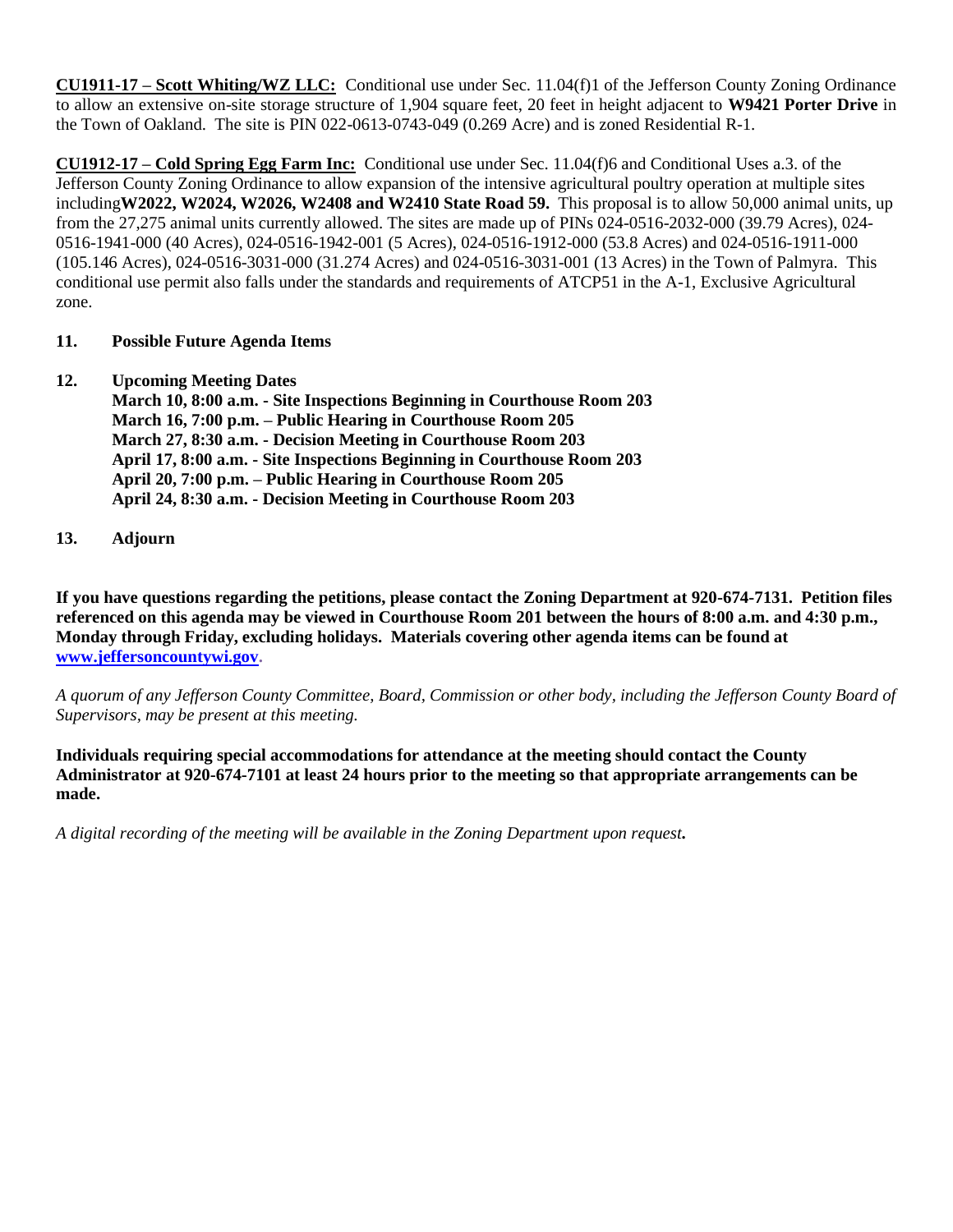**CU1911-17 – Scott Whiting/WZ LLC:** Conditional use under Sec. 11.04(f)1 of the Jefferson County Zoning Ordinance to allow an extensive on-site storage structure of 1,904 square feet, 20 feet in height adjacent to **W9421 Porter Drive** in the Town of Oakland. The site is PIN 022-0613-0743-049 (0.269 Acre) and is zoned Residential R-1.

**CU1912-17 – Cold Spring Egg Farm Inc:** Conditional use under Sec. 11.04(f)6 and Conditional Uses a.3. of the Jefferson County Zoning Ordinance to allow expansion of the intensive agricultural poultry operation at multiple sites including**W2022, W2024, W2026, W2408 and W2410 State Road 59.** This proposal is to allow 50,000 animal units, up from the 27,275 animal units currently allowed. The sites are made up of PINs 024-0516-2032-000 (39.79 Acres), 024-0516-1941-000 (40 Acres), 024-0516-1942-001 (5 Acres), 024-0516-1912-000 (53.8 Acres) and 024-0516-1911-000 (105.146 Acres), 024-0516-3031-000 (31.274 Acres) and 024-0516-3031-001 (13 Acres) in the Town of Palmyra. This conditional use permit also falls under the standards and requirements of ATCP51 in the A-1, Exclusive Agricultural zone.

**11. Possible Future Agenda Items**

**12. Upcoming Meeting Dates**

**March 10, 8:00 a.m. - Site Inspections Beginning in Courthouse Room 203**
**March 16, 7:00 p.m. – Public Hearing in Courthouse Room 205**
**March 27, 8:30 a.m. - Decision Meeting in Courthouse Room 203**
**April 17, 8:00 a.m. - Site Inspections Beginning in Courthouse Room 203**
**April 20, 7:00 p.m. – Public Hearing in Courthouse Room 205**
**April 24, 8:30 a.m. - Decision Meeting in Courthouse Room 203**

**13. Adjourn**

**If you have questions regarding the petitions, please contact the Zoning Department at 920-674-7131. Petition files referenced on this agenda may be viewed in Courthouse Room 201 between the hours of 8:00 a.m. and 4:30 p.m., Monday through Friday, excluding holidays. Materials covering other agenda items can be found at [www.jeffersoncountywi.gov](http://www.jeffersoncountywi.gov).**

*A quorum of any Jefferson County Committee, Board, Commission or other body, including the Jefferson County Board of Supervisors, may be present at this meeting.*

**Individuals requiring special accommodations for attendance at the meeting should contact the County Administrator at 920-674-7101 at least 24 hours prior to the meeting so that appropriate arrangements can be made.**

*A digital recording of the meeting will be available in the Zoning Department upon request.*